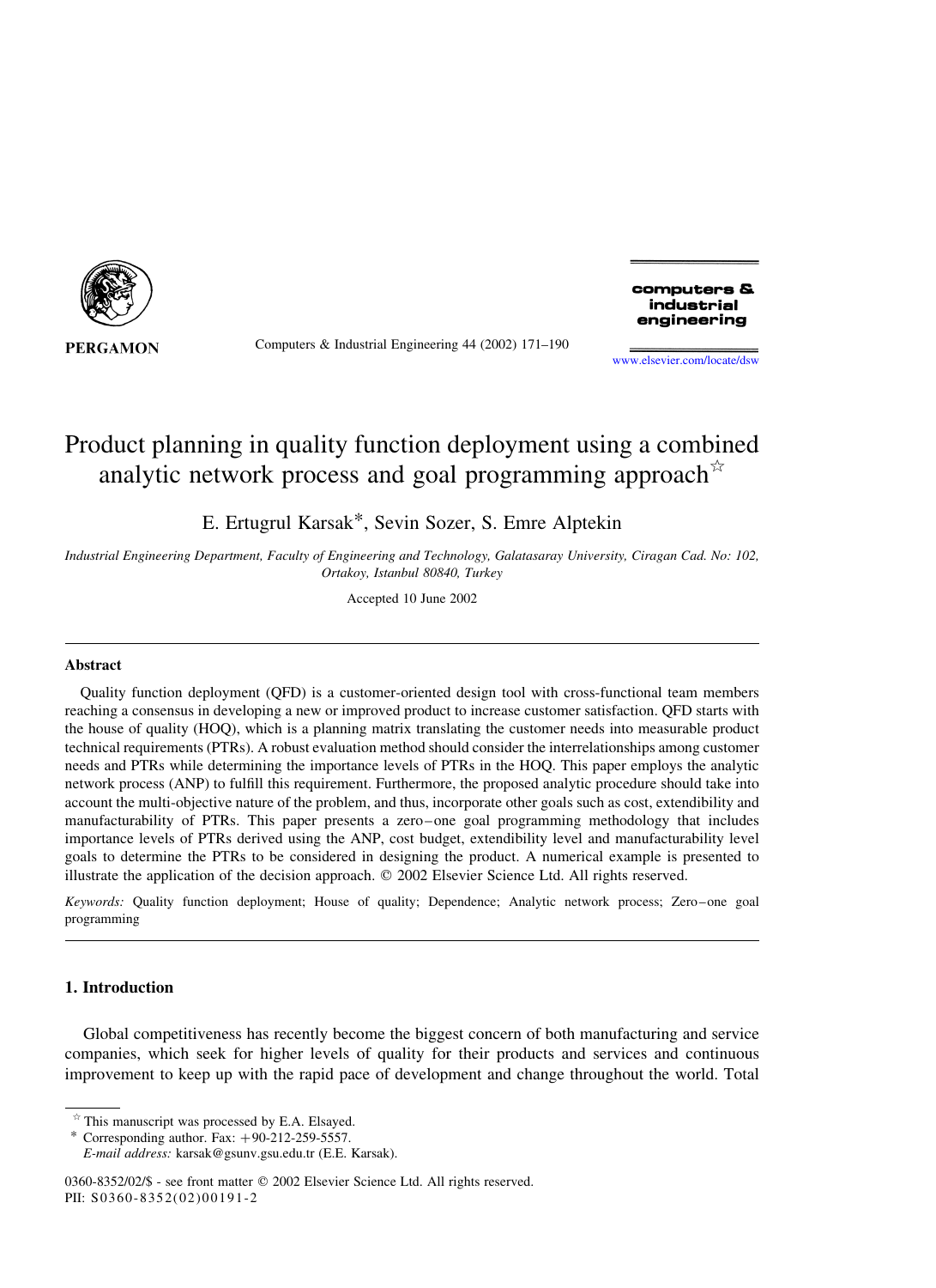# Product planning in quality function deployment using a combined analytic network process and goal programming approach☆

E. Ertugrul Karsak*, Sevin Sozer, S. Emre Alptekin

*Industrial Engineering Department, Faculty of Engineering and Technology, Galatasaray University, Ciragan Cad. No: 102, Ortakoy, Istanbul 80840, Turkey*

Accepted 10 June 2002

## Abstract

Quality function deployment (QFD) is a customer-oriented design tool with cross-functional team members reaching a consensus in developing a new or improved product to increase customer satisfaction. QFD starts with the house of quality (HOQ), which is a planning matrix translating the customer needs into measurable product technical requirements (PTRs). A robust evaluation method should consider the interrelationships among customer needs and PTRs while determining the importance levels of PTRs in the HOQ. This paper employs the analytic network process (ANP) to fulfill this requirement. Furthermore, the proposed analytic procedure should take into account the multi-objective nature of the problem, and thus, incorporate other goals such as cost, extendibility and manufacturability of PTRs. This paper presents a zero–one goal programming methodology that includes importance levels of PTRs derived using the ANP, cost budget, extendibility level and manufacturability level goals to determine the PTRs to be considered in designing the product. A numerical example is presented to illustrate the application of the decision approach. © 2002 Elsevier Science Ltd. All rights reserved.

*Keywords:* Quality function deployment; House of quality; Dependence; Analytic network process; Zero–one goal programming

## 1. Introduction

Global competitiveness has recently become the biggest concern of both manufacturing and service companies, which seek for higher levels of quality for their products and services and continuous improvement to keep up with the rapid pace of development and change throughout the world. Total

☆ This manuscript was processed by E.A. Elsayed.

\* Corresponding author. Fax: +90-212-259-5557.
*E-mail address:* karsak@gsunv.gsu.edu.tr (E.E. Karsak).

0360-8352/02/$ - see front matter © 2002 Elsevier Science Ltd. All rights reserved.
PII: S0360-8352(02)00191-2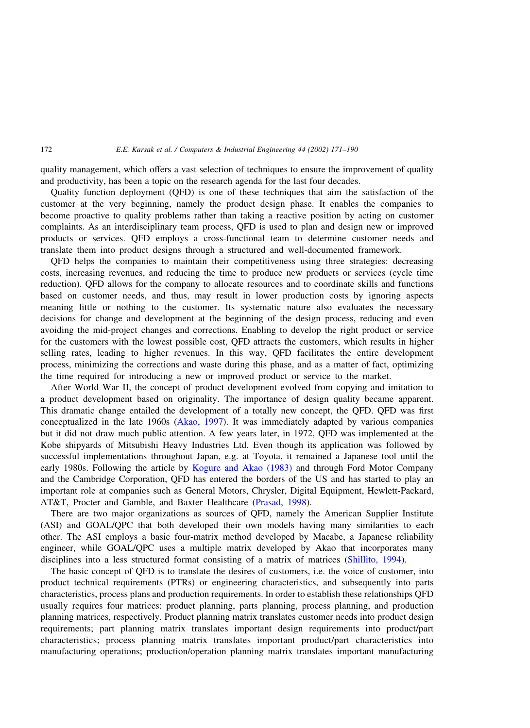quality management, which offers a vast selection of techniques to ensure the improvement of quality and productivity, has been a topic on the research agenda for the last four decades.

Quality function deployment (QFD) is one of these techniques that aim the satisfaction of the customer at the very beginning, namely the product design phase. It enables the companies to become proactive to quality problems rather than taking a reactive position by acting on customer complaints. As an interdisciplinary team process, QFD is used to plan and design new or improved products or services. QFD employs a cross-functional team to determine customer needs and translate them into product designs through a structured and well-documented framework.

QFD helps the companies to maintain their competitiveness using three strategies: decreasing costs, increasing revenues, and reducing the time to produce new products or services (cycle time reduction). QFD allows for the company to allocate resources and to coordinate skills and functions based on customer needs, and thus, may result in lower production costs by ignoring aspects meaning little or nothing to the customer. Its systematic nature also evaluates the necessary decisions for change and development at the beginning of the design process, reducing and even avoiding the mid-project changes and corrections. Enabling to develop the right product or service for the customers with the lowest possible cost, QFD attracts the customers, which results in higher selling rates, leading to higher revenues. In this way, QFD facilitates the entire development process, minimizing the corrections and waste during this phase, and as a matter of fact, optimizing the time required for introducing a new or improved product or service to the market.

After World War II, the concept of product development evolved from copying and imitation to a product development based on originality. The importance of design quality became apparent. This dramatic change entailed the development of a totally new concept, the QFD. QFD was first conceptualized in the late 1960s (Akao, 1997). It was immediately adapted by various companies but it did not draw much public attention. A few years later, in 1972, QFD was implemented at the Kobe shipyards of Mitsubishi Heavy Industries Ltd. Even though its application was followed by successful implementations throughout Japan, e.g. at Toyota, it remained a Japanese tool until the early 1980s. Following the article by Kogure and Akao (1983) and through Ford Motor Company and the Cambridge Corporation, QFD has entered the borders of the US and has started to play an important role at companies such as General Motors, Chrysler, Digital Equipment, Hewlett-Packard, AT&T, Procter and Gamble, and Baxter Healthcare (Prasad, 1998).

There are two major organizations as sources of QFD, namely the American Supplier Institute (ASI) and GOAL/QPC that both developed their own models having many similarities to each other. The ASI employs a basic four-matrix method developed by Macabe, a Japanese reliability engineer, while GOAL/QPC uses a multiple matrix developed by Akao that incorporates many disciplines into a less structured format consisting of a matrix of matrices (Shillito, 1994).

The basic concept of QFD is to translate the desires of customers, i.e. the voice of customer, into product technical requirements (PTRs) or engineering characteristics, and subsequently into parts characteristics, process plans and production requirements. In order to establish these relationships QFD usually requires four matrices: product planning, parts planning, process planning, and production planning matrices, respectively. Product planning matrix translates customer needs into product design requirements; part planning matrix translates important design requirements into product/part characteristics; process planning matrix translates important product/part characteristics into manufacturing operations; production/operation planning matrix translates important manufacturing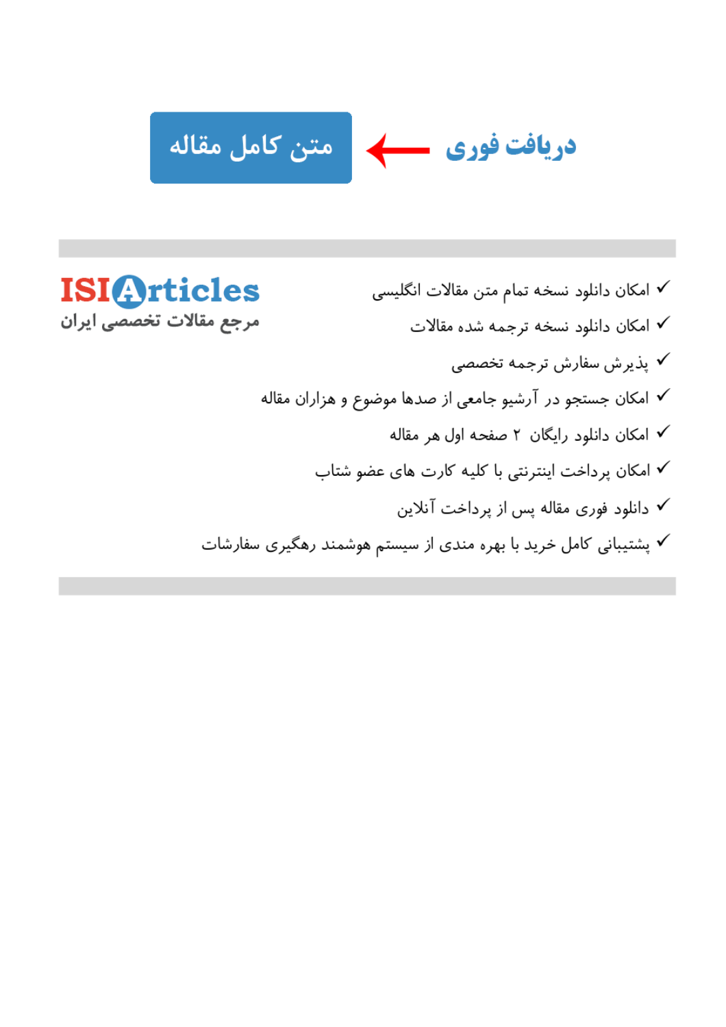دریافت فوری ← **متن کامل مقاله**

**ISIArticles**
مرجع مقالات تخصصی ایران

- ✓ امکان دانلود نسخه تمام متن مقالات انگلیسی
- ✓ امکان دانلود نسخه ترجمه شده مقالات
- ✓ پذیرش سفارش ترجمه تخصصی
- ✓ امکان جستجو در آرشیو جامعی از صدها موضوع و هزاران مقاله
- ✓ امکان دانلود رایگان ۲ صفحه اول هر مقاله
- ✓ امکان پرداخت اینترنتی با کلیه کارت های عضو شتاب
- ✓ دانلود فوری مقاله پس از پرداخت آنلاین
- ✓ پشتیبانی کامل خرید با بهره مندی از سیستم هوشمند رهگیری سفارشات